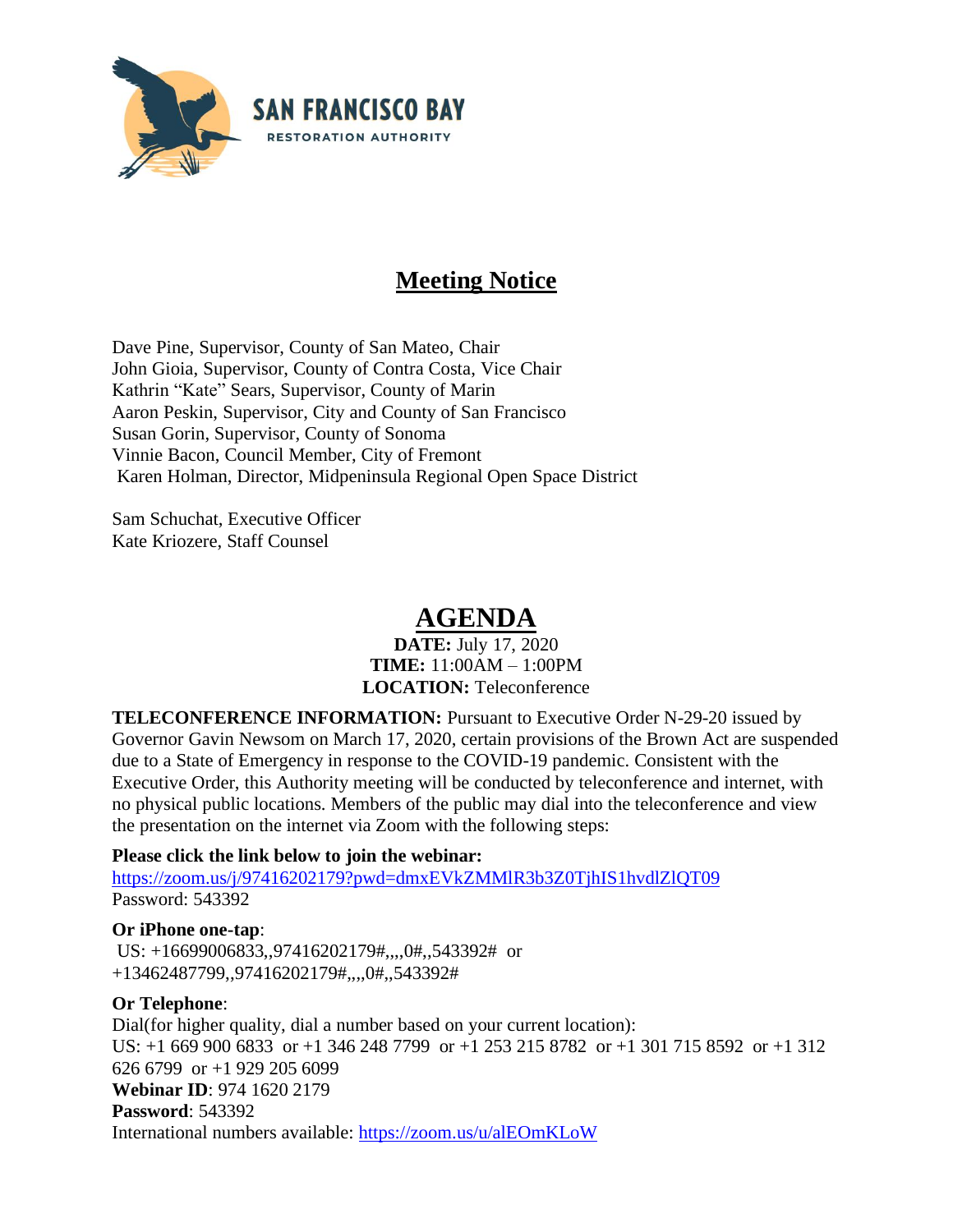SAN FRANCISCO BAY

RESTORATION AUTHORITY

# Meeting Notice

Dave Pine, Supervisor, County of San Mateo, Chair
John Gioia, Supervisor, County of Contra Costa, Vice Chair
Kathrin "Kate" Sears, Supervisor, County of Marin
Aaron Peskin, Supervisor, City and County of San Francisco
Susan Gorin, Supervisor, County of Sonoma
Vinnie Bacon, Council Member, City of Fremont
Karen Holman, Director, Midpeninsula Regional Open Space District

Sam Schuchat, Executive Officer
Kate Kriozere, Staff Counsel

# AGENDA

**DATE:** July 17, 2020
**TIME:** 11:00AM – 1:00PM
**LOCATION:** Teleconference

**TELECONFERENCE INFORMATION:** Pursuant to Executive Order N-29-20 issued by Governor Gavin Newsom on March 17, 2020, certain provisions of the Brown Act are suspended due to a State of Emergency in response to the COVID-19 pandemic. Consistent with the Executive Order, this Authority meeting will be conducted by teleconference and internet, with no physical public locations. Members of the public may dial into the teleconference and view the presentation on the internet via Zoom with the following steps:

**Please click the link below to join the webinar:**
https://zoom.us/j/97416202179?pwd=dmxEVkZMMlR3b3Z0TjhIS1hvdlZlQT09
Password: 543392

**Or iPhone one-tap**:
US: +16699006833,,97416202179#,,,,0#,,543392# or +13462487799,,97416202179#,,,,0#,,543392#

**Or Telephone**:
Dial(for higher quality, dial a number based on your current location):
US: +1 669 900 6833 or +1 346 248 7799 or +1 253 215 8782 or +1 301 715 8592 or +1 312 626 6799 or +1 929 205 6099
**Webinar ID**: 974 1620 2179
**Password**: 543392
International numbers available: https://zoom.us/u/alEOmKLoW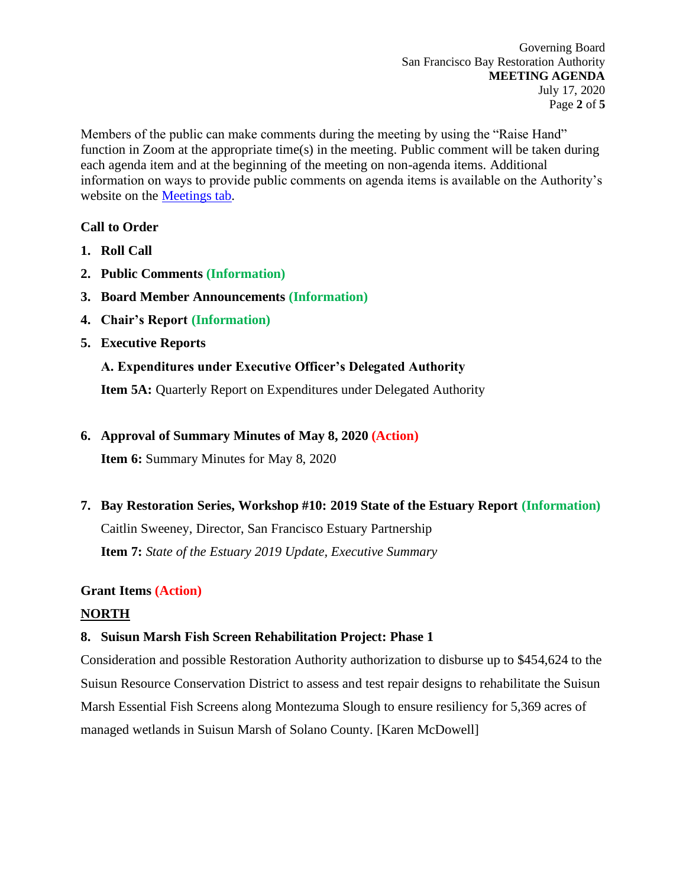Members of the public can make comments during the meeting by using the "Raise Hand" function in Zoom at the appropriate time(s) in the meeting. Public comment will be taken during each agenda item and at the beginning of the meeting on non-agenda items. Additional information on ways to provide public comments on agenda items is available on the Authority's website on the Meetings tab.

**Call to Order**

1. **Roll Call**
2. **Public Comments (Information)**
3. **Board Member Announcements (Information)**
4. **Chair's Report (Information)**
5. **Executive Reports**

   **A. Expenditures under Executive Officer's Delegated Authority**

   **Item 5A:** Quarterly Report on Expenditures under Delegated Authority

6. **Approval of Summary Minutes of May 8, 2020 (Action)**

   **Item 6:** Summary Minutes for May 8, 2020

7. **Bay Restoration Series, Workshop #10: 2019 State of the Estuary Report (Information)**

   Caitlin Sweeney, Director, San Francisco Estuary Partnership

   **Item 7:** *State of the Estuary 2019 Update, Executive Summary*

**Grant Items (Action)**

**NORTH**

8. **Suisun Marsh Fish Screen Rehabilitation Project: Phase 1**

Consideration and possible Restoration Authority authorization to disburse up to $454,624 to the Suisun Resource Conservation District to assess and test repair designs to rehabilitate the Suisun Marsh Essential Fish Screens along Montezuma Slough to ensure resiliency for 5,369 acres of managed wetlands in Suisun Marsh of Solano County. [Karen McDowell]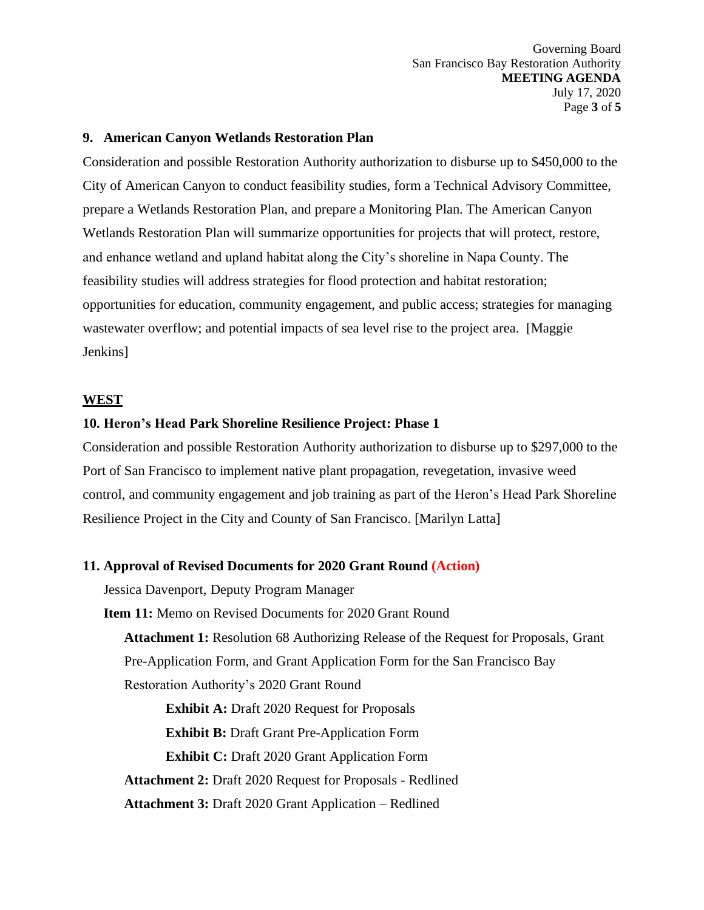### 9. American Canyon Wetlands Restoration Plan

Consideration and possible Restoration Authority authorization to disburse up to $450,000 to the City of American Canyon to conduct feasibility studies, form a Technical Advisory Committee, prepare a Wetlands Restoration Plan, and prepare a Monitoring Plan. The American Canyon Wetlands Restoration Plan will summarize opportunities for projects that will protect, restore, and enhance wetland and upland habitat along the City's shoreline in Napa County. The feasibility studies will address strategies for flood protection and habitat restoration; opportunities for education, community engagement, and public access; strategies for managing wastewater overflow; and potential impacts of sea level rise to the project area. [Maggie Jenkins]

## WEST

### 10. Heron's Head Park Shoreline Resilience Project: Phase 1

Consideration and possible Restoration Authority authorization to disburse up to $297,000 to the Port of San Francisco to implement native plant propagation, revegetation, invasive weed control, and community engagement and job training as part of the Heron's Head Park Shoreline Resilience Project in the City and County of San Francisco. [Marilyn Latta]

### 11. Approval of Revised Documents for 2020 Grant Round (Action)

Jessica Davenport, Deputy Program Manager

**Item 11:** Memo on Revised Documents for 2020 Grant Round

- **Attachment 1:** Resolution 68 Authorizing Release of the Request for Proposals, Grant Pre-Application Form, and Grant Application Form for the San Francisco Bay Restoration Authority's 2020 Grant Round
  - **Exhibit A:** Draft 2020 Request for Proposals
  - **Exhibit B:** Draft Grant Pre-Application Form
  - **Exhibit C:** Draft 2020 Grant Application Form
- **Attachment 2:** Draft 2020 Request for Proposals - Redlined
- **Attachment 3:** Draft 2020 Grant Application – Redlined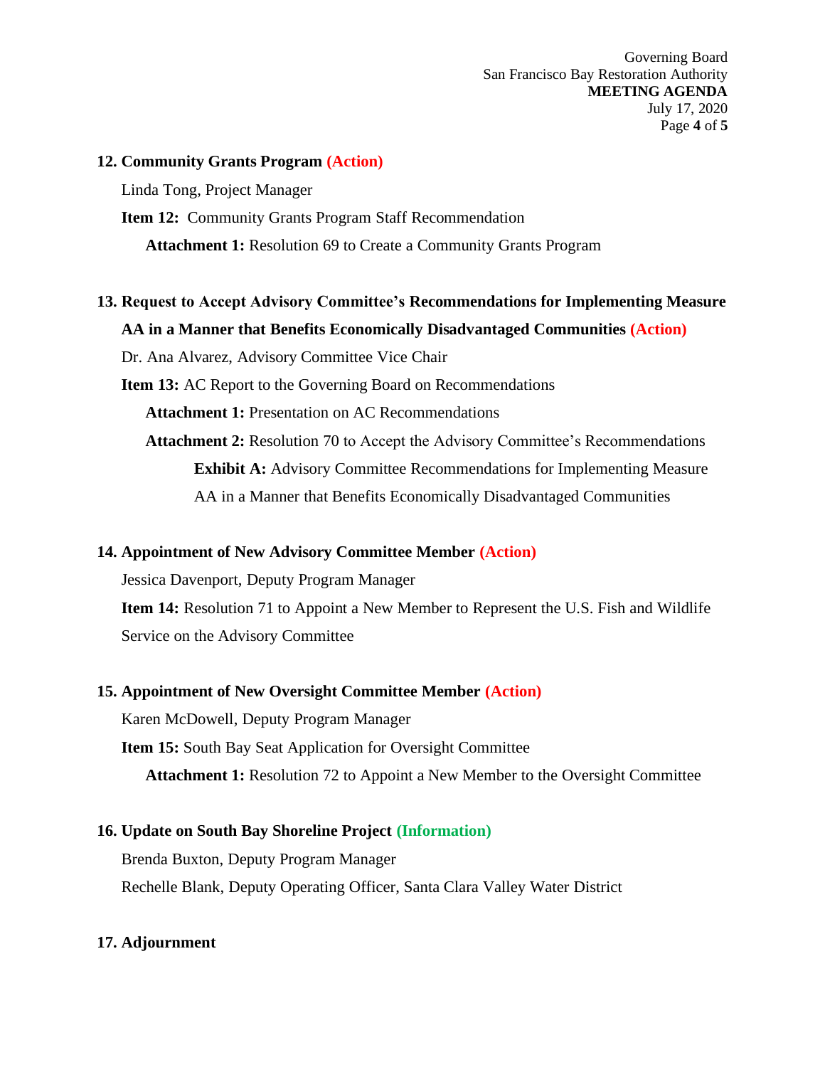**12. Community Grants Program (Action)**

Linda Tong, Project Manager

**Item 12:** Community Grants Program Staff Recommendation

**Attachment 1:** Resolution 69 to Create a Community Grants Program

**13. Request to Accept Advisory Committee's Recommendations for Implementing Measure AA in a Manner that Benefits Economically Disadvantaged Communities (Action)**

Dr. Ana Alvarez, Advisory Committee Vice Chair

**Item 13:** AC Report to the Governing Board on Recommendations

**Attachment 1:** Presentation on AC Recommendations

**Attachment 2:** Resolution 70 to Accept the Advisory Committee's Recommendations

**Exhibit A:** Advisory Committee Recommendations for Implementing Measure AA in a Manner that Benefits Economically Disadvantaged Communities

**14. Appointment of New Advisory Committee Member (Action)**

Jessica Davenport, Deputy Program Manager

**Item 14:** Resolution 71 to Appoint a New Member to Represent the U.S. Fish and Wildlife Service on the Advisory Committee

**15. Appointment of New Oversight Committee Member (Action)**

Karen McDowell, Deputy Program Manager

**Item 15:** South Bay Seat Application for Oversight Committee

**Attachment 1:** Resolution 72 to Appoint a New Member to the Oversight Committee

**16. Update on South Bay Shoreline Project (Information)**

Brenda Buxton, Deputy Program Manager

Rechelle Blank, Deputy Operating Officer, Santa Clara Valley Water District

**17. Adjournment**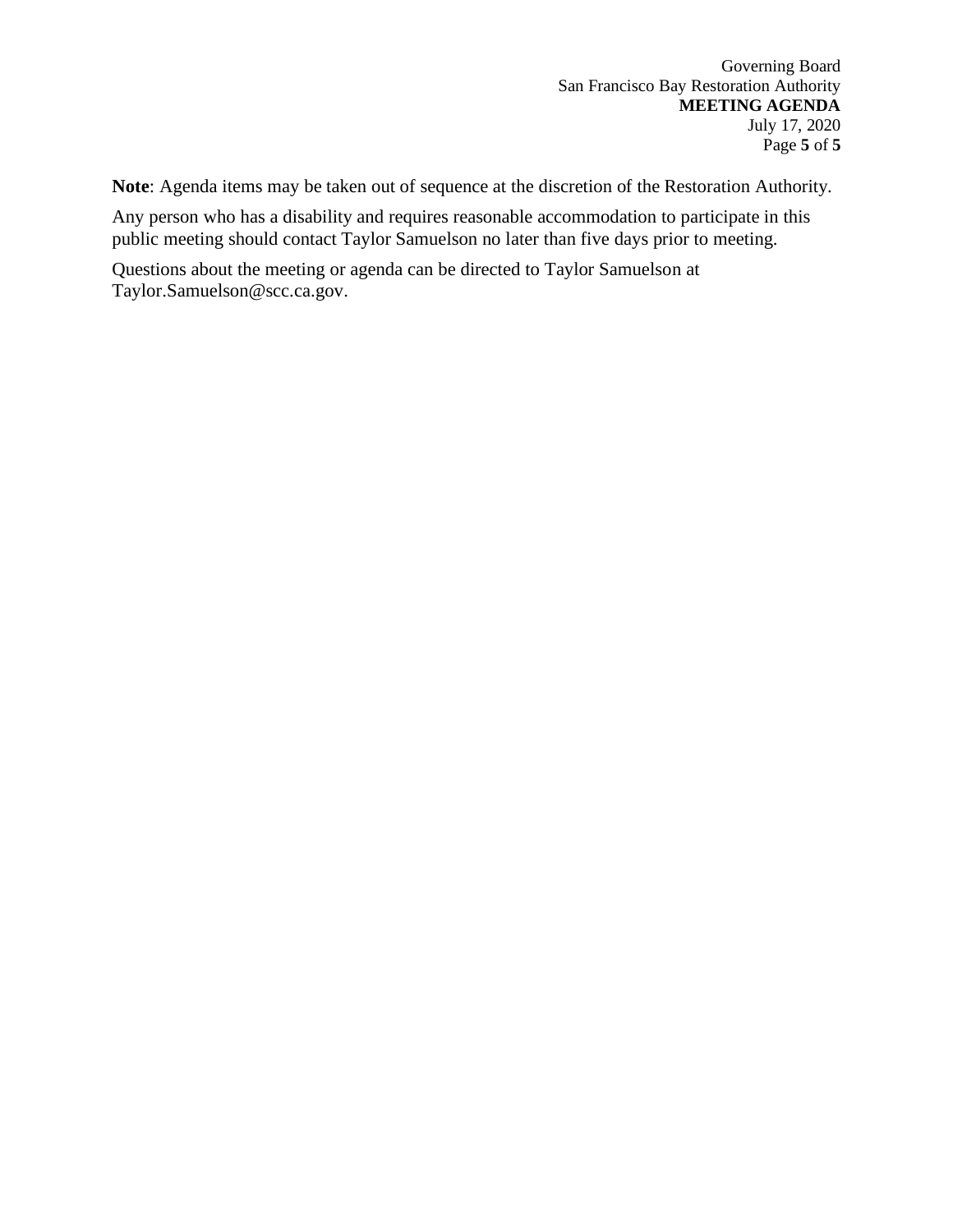**Note**: Agenda items may be taken out of sequence at the discretion of the Restoration Authority.

Any person who has a disability and requires reasonable accommodation to participate in this public meeting should contact Taylor Samuelson no later than five days prior to meeting.

Questions about the meeting or agenda can be directed to Taylor Samuelson at Taylor.Samuelson@scc.ca.gov.